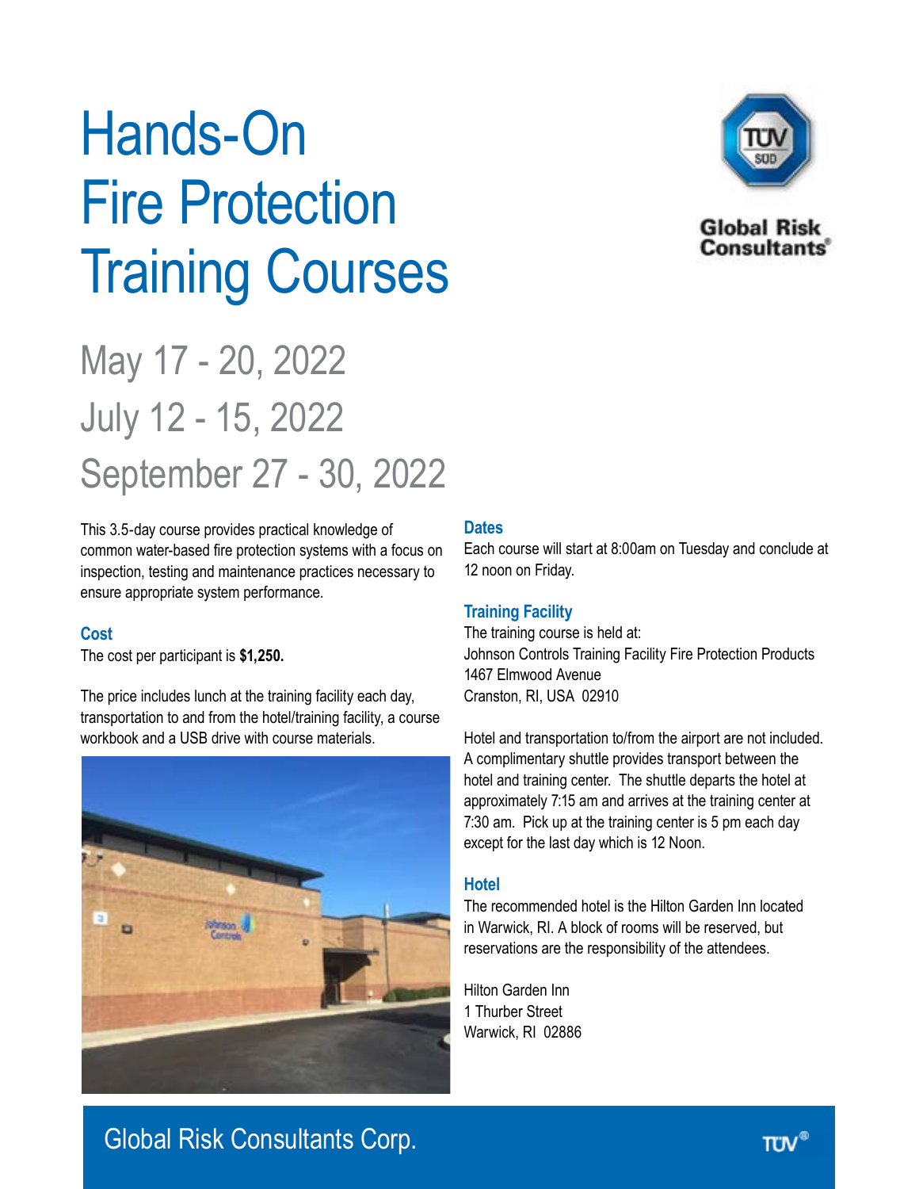# Hands-On Fire Protection Training Courses

Global Risk Consultants

## May 17 - 20, 2022
## July 12 - 15, 2022
## September 27 - 30, 2022

This 3.5-day course provides practical knowledge of common water-based fire protection systems with a focus on inspection, testing and maintenance practices necessary to ensure appropriate system performance.

### Cost

The cost per participant is **$1,250.**

The price includes lunch at the training facility each day, transportation to and from the hotel/training facility, a course workbook and a USB drive with course materials.

### Dates

Each course will start at 8:00am on Tuesday and conclude at 12 noon on Friday.

### Training Facility

The training course is held at:
Johnson Controls Training Facility Fire Protection Products
1467 Elmwood Avenue
Cranston, RI, USA 02910

Hotel and transportation to/from the airport are not included. A complimentary shuttle provides transport between the hotel and training center. The shuttle departs the hotel at approximately 7:15 am and arrives at the training center at 7:30 am. Pick up at the training center is 5 pm each day except for the last day which is 12 Noon.

### Hotel

The recommended hotel is the Hilton Garden Inn located in Warwick, RI. A block of rooms will be reserved, but reservations are the responsibility of the attendees.

Hilton Garden Inn
1 Thurber Street
Warwick, RI 02886

Global Risk Consultants Corp.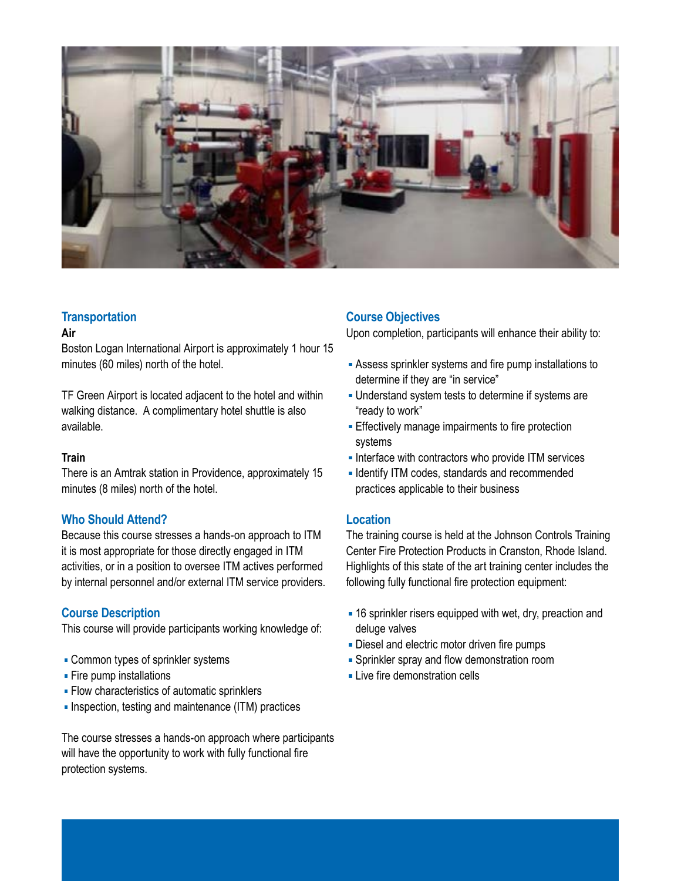## Transportation

**Air**

Boston Logan International Airport is approximately 1 hour 15 minutes (60 miles) north of the hotel.

TF Green Airport is located adjacent to the hotel and within walking distance. A complimentary hotel shuttle is also available.

**Train**

There is an Amtrak station in Providence, approximately 15 minutes (8 miles) north of the hotel.

## Who Should Attend?

Because this course stresses a hands-on approach to ITM it is most appropriate for those directly engaged in ITM activities, or in a position to oversee ITM actives performed by internal personnel and/or external ITM service providers.

## Course Description

This course will provide participants working knowledge of:

- Common types of sprinkler systems
- Fire pump installations
- Flow characteristics of automatic sprinklers
- Inspection, testing and maintenance (ITM) practices

The course stresses a hands-on approach where participants will have the opportunity to work with fully functional fire protection systems.

## Course Objectives

Upon completion, participants will enhance their ability to:

- Assess sprinkler systems and fire pump installations to determine if they are "in service"
- Understand system tests to determine if systems are "ready to work"
- Effectively manage impairments to fire protection systems
- Interface with contractors who provide ITM services
- Identify ITM codes, standards and recommended practices applicable to their business

## Location

The training course is held at the Johnson Controls Training Center Fire Protection Products in Cranston, Rhode Island. Highlights of this state of the art training center includes the following fully functional fire protection equipment:

- 16 sprinkler risers equipped with wet, dry, preaction and deluge valves
- Diesel and electric motor driven fire pumps
- Sprinkler spray and flow demonstration room
- Live fire demonstration cells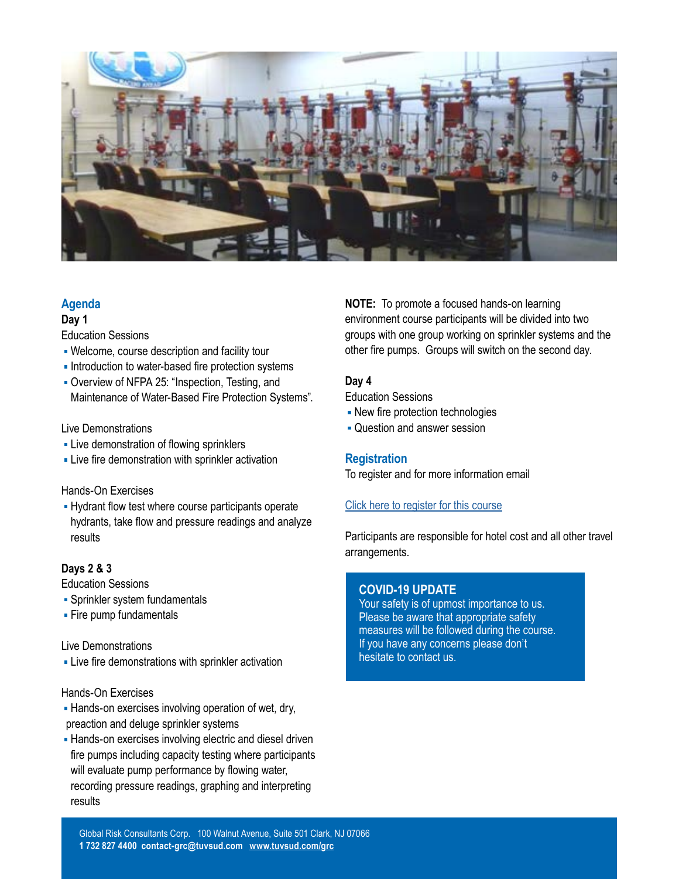## Agenda

### Day 1

Education Sessions

- Welcome, course description and facility tour
- Introduction to water-based fire protection systems
- Overview of NFPA 25: "Inspection, Testing, and Maintenance of Water-Based Fire Protection Systems".

Live Demonstrations

- Live demonstration of flowing sprinklers
- Live fire demonstration with sprinkler activation

Hands-On Exercises

- Hydrant flow test where course participants operate hydrants, take flow and pressure readings and analyze results

### Days 2 & 3

Education Sessions

- Sprinkler system fundamentals
- Fire pump fundamentals

Live Demonstrations

- Live fire demonstrations with sprinkler activation

Hands-On Exercises

- Hands-on exercises involving operation of wet, dry, preaction and deluge sprinkler systems
- Hands-on exercises involving electric and diesel driven fire pumps including capacity testing where participants will evaluate pump performance by flowing water, recording pressure readings, graphing and interpreting results

**NOTE:** To promote a focused hands-on learning environment course participants will be divided into two groups with one group working on sprinkler systems and the other fire pumps. Groups will switch on the second day.

### Day 4

Education Sessions

- New fire protection technologies
- Question and answer session

## Registration

To register and for more information email

Click here to register for this course

Participants are responsible for hotel cost and all other travel arrangements.

**COVID-19 UPDATE**

Your safety is of upmost importance to us. Please be aware that appropriate safety measures will be followed during the course. If you have any concerns please don't hesitate to contact us.

Global Risk Consultants Corp. 100 Walnut Avenue, Suite 501 Clark, NJ 07066
**1 732 827 4400 contact-grc@tuvsud.com www.tuvsud.com/grc**